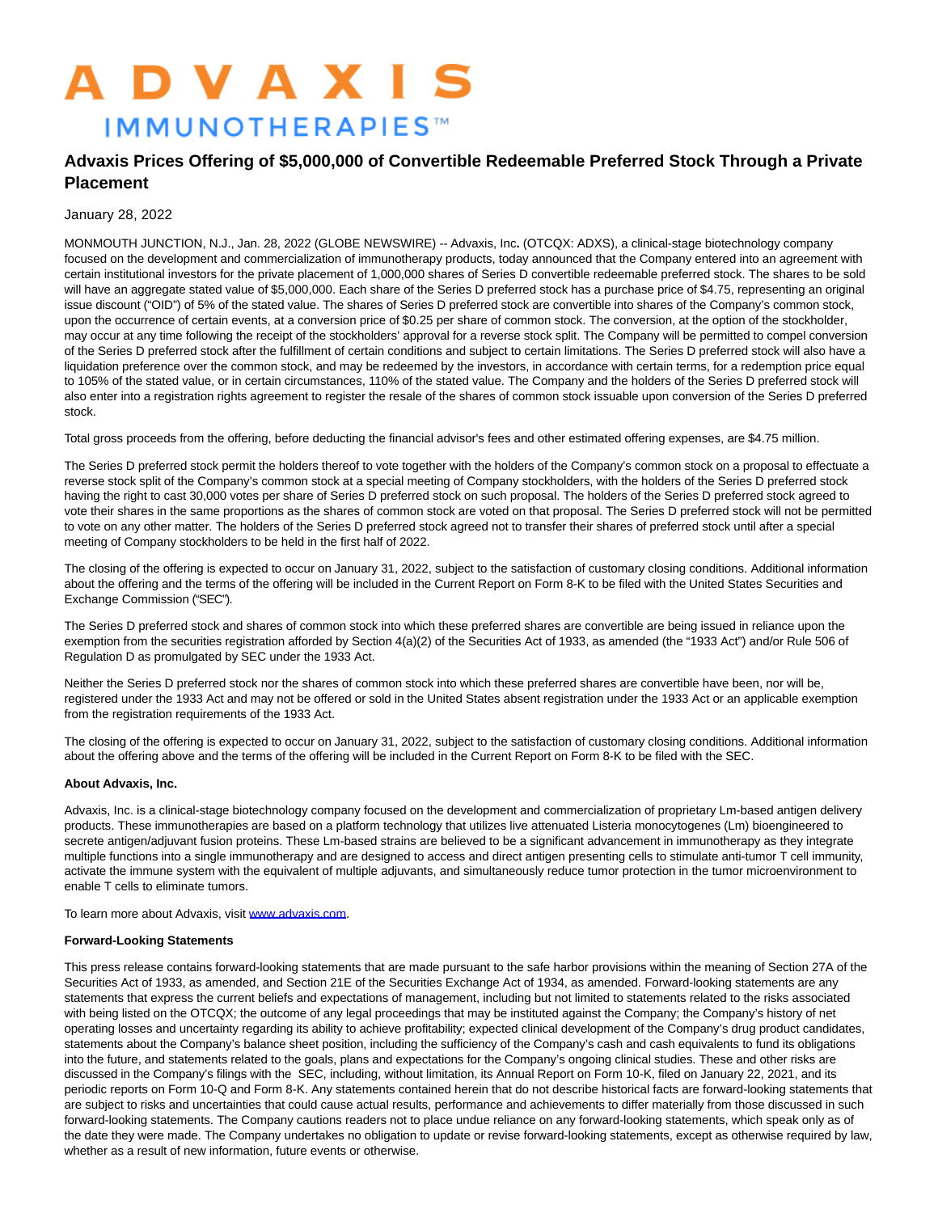# ADVAXIS IMMUNOTHERAPIES™

## Advaxis Prices Offering of $5,000,000 of Convertible Redeemable Preferred Stock Through a Private Placement

January 28, 2022

MONMOUTH JUNCTION, N.J., Jan. 28, 2022 (GLOBE NEWSWIRE) -- Advaxis, Inc**.** (OTCQX: ADXS), a clinical-stage biotechnology company focused on the development and commercialization of immunotherapy products, today announced that the Company entered into an agreement with certain institutional investors for the private placement of 1,000,000 shares of Series D convertible redeemable preferred stock. The shares to be sold will have an aggregate stated value of $5,000,000. Each share of the Series D preferred stock has a purchase price of $4.75, representing an original issue discount ("OID") of 5% of the stated value. The shares of Series D preferred stock are convertible into shares of the Company's common stock, upon the occurrence of certain events, at a conversion price of $0.25 per share of common stock. The conversion, at the option of the stockholder, may occur at any time following the receipt of the stockholders' approval for a reverse stock split. The Company will be permitted to compel conversion of the Series D preferred stock after the fulfillment of certain conditions and subject to certain limitations. The Series D preferred stock will also have a liquidation preference over the common stock, and may be redeemed by the investors, in accordance with certain terms, for a redemption price equal to 105% of the stated value, or in certain circumstances, 110% of the stated value. The Company and the holders of the Series D preferred stock will also enter into a registration rights agreement to register the resale of the shares of common stock issuable upon conversion of the Series D preferred stock.

Total gross proceeds from the offering, before deducting the financial advisor's fees and other estimated offering expenses, are $4.75 million.

The Series D preferred stock permit the holders thereof to vote together with the holders of the Company's common stock on a proposal to effectuate a reverse stock split of the Company's common stock at a special meeting of Company stockholders, with the holders of the Series D preferred stock having the right to cast 30,000 votes per share of Series D preferred stock on such proposal. The holders of the Series D preferred stock agreed to vote their shares in the same proportions as the shares of common stock are voted on that proposal. The Series D preferred stock will not be permitted to vote on any other matter. The holders of the Series D preferred stock agreed not to transfer their shares of preferred stock until after a special meeting of Company stockholders to be held in the first half of 2022.

The closing of the offering is expected to occur on January 31, 2022, subject to the satisfaction of customary closing conditions. Additional information about the offering and the terms of the offering will be included in the Current Report on Form 8-K to be filed with the United States Securities and Exchange Commission ("SEC").

The Series D preferred stock and shares of common stock into which these preferred shares are convertible are being issued in reliance upon the exemption from the securities registration afforded by Section 4(a)(2) of the Securities Act of 1933, as amended (the "1933 Act") and/or Rule 506 of Regulation D as promulgated by SEC under the 1933 Act.

Neither the Series D preferred stock nor the shares of common stock into which these preferred shares are convertible have been, nor will be, registered under the 1933 Act and may not be offered or sold in the United States absent registration under the 1933 Act or an applicable exemption from the registration requirements of the 1933 Act.

The closing of the offering is expected to occur on January 31, 2022, subject to the satisfaction of customary closing conditions. Additional information about the offering above and the terms of the offering will be included in the Current Report on Form 8-K to be filed with the SEC.

**About Advaxis, Inc.**

Advaxis, Inc. is a clinical-stage biotechnology company focused on the development and commercialization of proprietary Lm-based antigen delivery products. These immunotherapies are based on a platform technology that utilizes live attenuated Listeria monocytogenes (Lm) bioengineered to secrete antigen/adjuvant fusion proteins. These Lm-based strains are believed to be a significant advancement in immunotherapy as they integrate multiple functions into a single immunotherapy and are designed to access and direct antigen presenting cells to stimulate anti-tumor T cell immunity, activate the immune system with the equivalent of multiple adjuvants, and simultaneously reduce tumor protection in the tumor microenvironment to enable T cells to eliminate tumors.

To learn more about Advaxis, visit www.advaxis.com.

**Forward-Looking Statements**

This press release contains forward-looking statements that are made pursuant to the safe harbor provisions within the meaning of Section 27A of the Securities Act of 1933, as amended, and Section 21E of the Securities Exchange Act of 1934, as amended. Forward-looking statements are any statements that express the current beliefs and expectations of management, including but not limited to statements related to the risks associated with being listed on the OTCQX; the outcome of any legal proceedings that may be instituted against the Company; the Company's history of net operating losses and uncertainty regarding its ability to achieve profitability; expected clinical development of the Company's drug product candidates, statements about the Company's balance sheet position, including the sufficiency of the Company's cash and cash equivalents to fund its obligations into the future, and statements related to the goals, plans and expectations for the Company's ongoing clinical studies. These and other risks are discussed in the Company's filings with the SEC, including, without limitation, its Annual Report on Form 10-K, filed on January 22, 2021, and its periodic reports on Form 10-Q and Form 8-K. Any statements contained herein that do not describe historical facts are forward-looking statements that are subject to risks and uncertainties that could cause actual results, performance and achievements to differ materially from those discussed in such forward-looking statements. The Company cautions readers not to place undue reliance on any forward-looking statements, which speak only as of the date they were made. The Company undertakes no obligation to update or revise forward-looking statements, except as otherwise required by law, whether as a result of new information, future events or otherwise.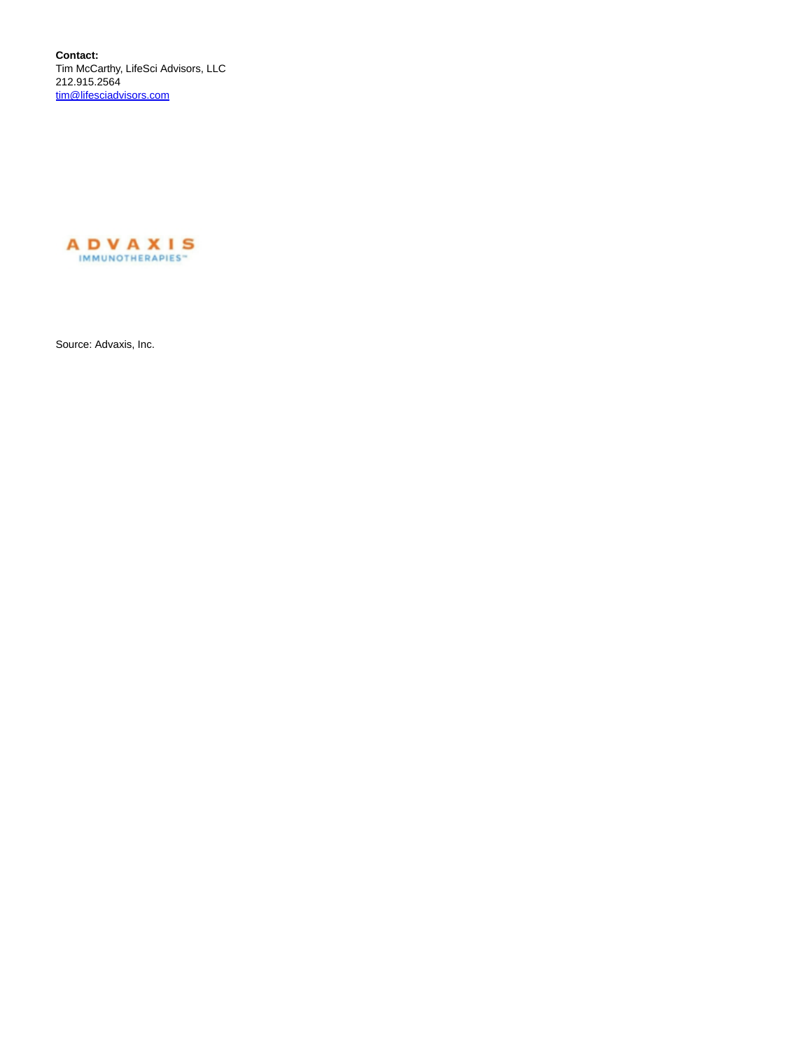**Contact:**
Tim McCarthy, LifeSci Advisors, LLC
212.915.2564
tim@lifesciadvisors.com

Source: Advaxis, Inc.